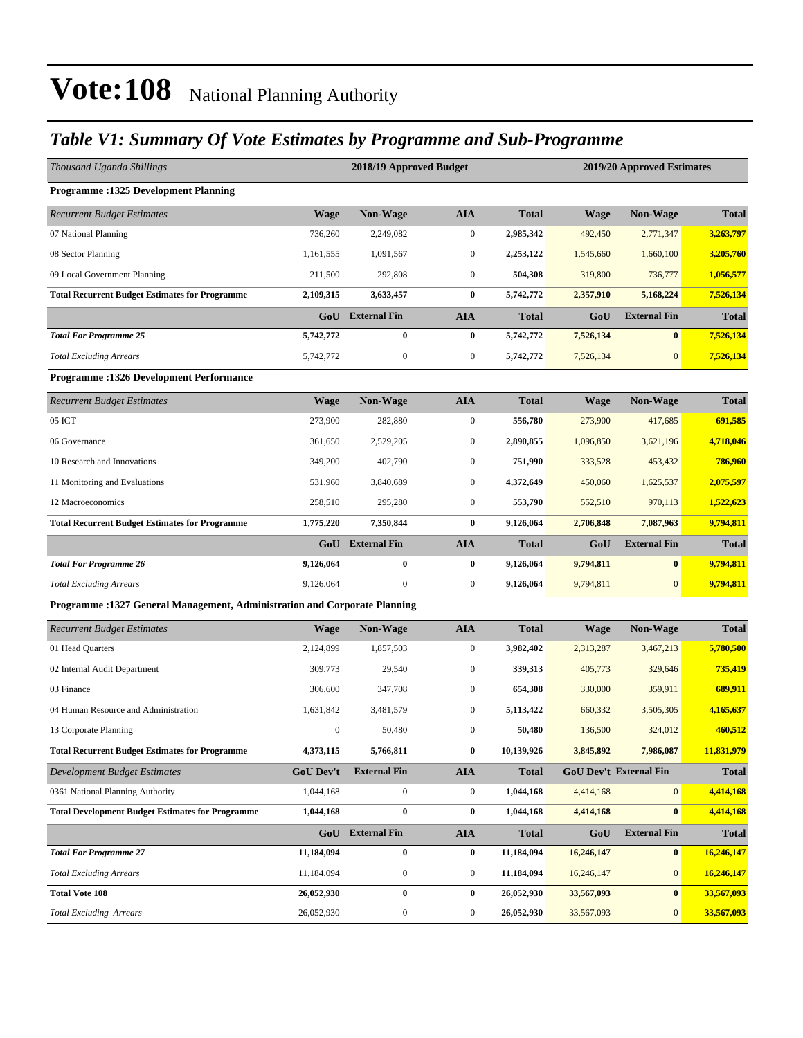# Vote:108 National Planning Authority

## *Table V1: Summary Of Vote Estimates by Programme and Sub-Programme*

| *Thousand Uganda Shillings* | 2018/19 Approved Budget | | | | 2019/20 Approved Estimates | | |
|---|---|---|---|---|---|---|---|
| **Programme :1325 Development Planning** | | | | | | | |
| *Recurrent Budget Estimates* | **Wage** | **Non-Wage** | **AIA** | **Total** | **Wage** | **Non-Wage** | **Total** |
| 07 National Planning | 736,260 | 2,249,082 | 0 | **2,985,342** | 492,450 | 2,771,347 | **3,263,797** |
| 08 Sector Planning | 1,161,555 | 1,091,567 | 0 | **2,253,122** | 1,545,660 | 1,660,100 | **3,205,760** |
| 09 Local Government Planning | 211,500 | 292,808 | 0 | **504,308** | 319,800 | 736,777 | **1,056,577** |
| **Total Recurrent Budget Estimates for Programme** | **2,109,315** | **3,633,457** | **0** | **5,742,772** | **2,357,910** | **5,168,224** | **7,526,134** |
| | **GoU** | **External Fin** | **AIA** | **Total** | **GoU** | **External Fin** | **Total** |
| ***Total For Programme 25*** | **5,742,772** | **0** | **0** | **5,742,772** | **7,526,134** | **0** | **7,526,134** |
| *Total Excluding Arrears* | 5,742,772 | 0 | 0 | **5,742,772** | 7,526,134 | 0 | **7,526,134** |
| **Programme :1326 Development Performance** | | | | | | | |
| *Recurrent Budget Estimates* | **Wage** | **Non-Wage** | **AIA** | **Total** | **Wage** | **Non-Wage** | **Total** |
| 05 ICT | 273,900 | 282,880 | 0 | **556,780** | 273,900 | 417,685 | **691,585** |
| 06 Governance | 361,650 | 2,529,205 | 0 | **2,890,855** | 1,096,850 | 3,621,196 | **4,718,046** |
| 10 Research and Innovations | 349,200 | 402,790 | 0 | **751,990** | 333,528 | 453,432 | **786,960** |
| 11 Monitoring and Evaluations | 531,960 | 3,840,689 | 0 | **4,372,649** | 450,060 | 1,625,537 | **2,075,597** |
| 12 Macroeconomics | 258,510 | 295,280 | 0 | **553,790** | 552,510 | 970,113 | **1,522,623** |
| **Total Recurrent Budget Estimates for Programme** | **1,775,220** | **7,350,844** | **0** | **9,126,064** | **2,706,848** | **7,087,963** | **9,794,811** |
| | **GoU** | **External Fin** | **AIA** | **Total** | **GoU** | **External Fin** | **Total** |
| ***Total For Programme 26*** | **9,126,064** | **0** | **0** | **9,126,064** | **9,794,811** | **0** | **9,794,811** |
| *Total Excluding Arrears* | 9,126,064 | 0 | 0 | **9,126,064** | 9,794,811 | 0 | **9,794,811** |
| **Programme :1327 General Management, Administration and Corporate Planning** | | | | | | | |
| *Recurrent Budget Estimates* | **Wage** | **Non-Wage** | **AIA** | **Total** | **Wage** | **Non-Wage** | **Total** |
| 01 Head Quarters | 2,124,899 | 1,857,503 | 0 | **3,982,402** | 2,313,287 | 3,467,213 | **5,780,500** |
| 02 Internal Audit Department | 309,773 | 29,540 | 0 | **339,313** | 405,773 | 329,646 | **735,419** |
| 03 Finance | 306,600 | 347,708 | 0 | **654,308** | 330,000 | 359,911 | **689,911** |
| 04 Human Resource and Administration | 1,631,842 | 3,481,579 | 0 | **5,113,422** | 660,332 | 3,505,305 | **4,165,637** |
| 13 Corporate Planning | 0 | 50,480 | 0 | **50,480** | 136,500 | 324,012 | **460,512** |
| **Total Recurrent Budget Estimates for Programme** | **4,373,115** | **5,766,811** | **0** | **10,139,926** | **3,845,892** | **7,986,087** | **11,831,979** |
| *Development Budget Estimates* | **GoU Dev't** | **External Fin** | **AIA** | **Total** | **GoU Dev't** | **External Fin** | **Total** |
| 0361 National Planning Authority | 1,044,168 | 0 | 0 | **1,044,168** | 4,414,168 | 0 | **4,414,168** |
| **Total Development Budget Estimates for Programme** | **1,044,168** | **0** | **0** | **1,044,168** | **4,414,168** | **0** | **4,414,168** |
| | **GoU** | **External Fin** | **AIA** | **Total** | **GoU** | **External Fin** | **Total** |
| ***Total For Programme 27*** | **11,184,094** | **0** | **0** | **11,184,094** | **16,246,147** | **0** | **16,246,147** |
| *Total Excluding Arrears* | 11,184,094 | 0 | 0 | **11,184,094** | 16,246,147 | 0 | **16,246,147** |
| **Total Vote 108** | **26,052,930** | **0** | **0** | **26,052,930** | **33,567,093** | **0** | **33,567,093** |
| *Total Excluding Arrears* | 26,052,930 | 0 | 0 | **26,052,930** | 33,567,093 | 0 | **33,567,093** |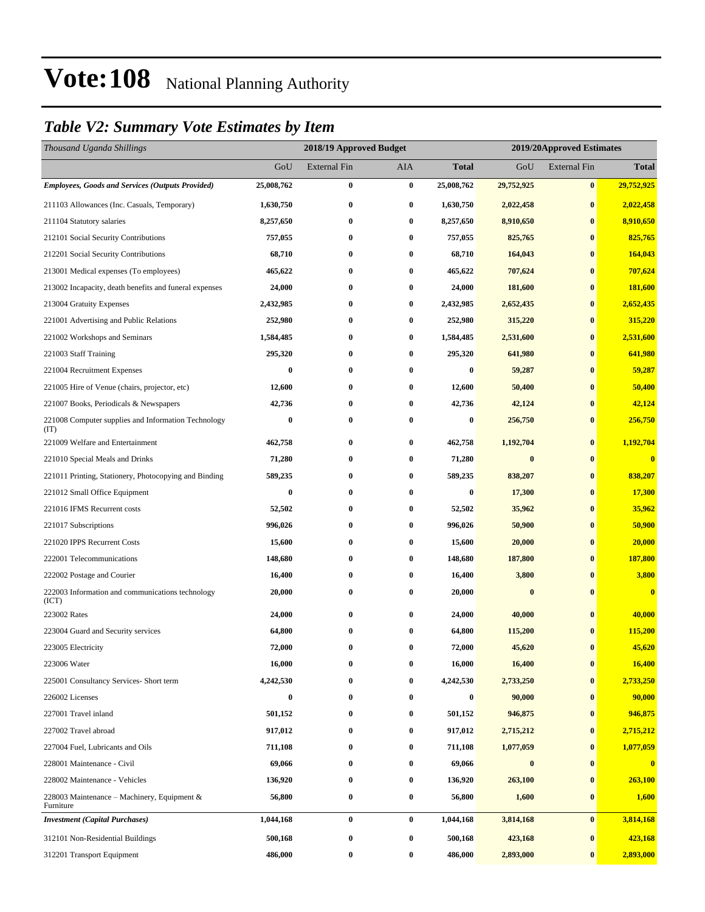# Vote:108 National Planning Authority

## *Table V2: Summary Vote Estimates by Item*

| *Thousand Uganda Shillings* | 2018/19 Approved Budget | | | | 2019/20Approved Estimates | | |
|---|---|---|---|---|---|---|---|
| | GoU | External Fin | AIA | **Total** | GoU | External Fin | **Total** |
| ***Employees, Goods and Services (Outputs Provided)*** | **25,008,762** | **0** | **0** | **25,008,762** | **29,752,925** | **0** | **29,752,925** |
| 211103 Allowances (Inc. Casuals, Temporary) | **1,630,750** | **0** | **0** | **1,630,750** | **2,022,458** | **0** | **2,022,458** |
| 211104 Statutory salaries | **8,257,650** | **0** | **0** | **8,257,650** | **8,910,650** | **0** | **8,910,650** |
| 212101 Social Security Contributions | **757,055** | **0** | **0** | **757,055** | **825,765** | **0** | **825,765** |
| 212201 Social Security Contributions | **68,710** | **0** | **0** | **68,710** | **164,043** | **0** | **164,043** |
| 213001 Medical expenses (To employees) | **465,622** | **0** | **0** | **465,622** | **707,624** | **0** | **707,624** |
| 213002 Incapacity, death benefits and funeral expenses | **24,000** | **0** | **0** | **24,000** | **181,600** | **0** | **181,600** |
| 213004 Gratuity Expenses | **2,432,985** | **0** | **0** | **2,432,985** | **2,652,435** | **0** | **2,652,435** |
| 221001 Advertising and Public Relations | **252,980** | **0** | **0** | **252,980** | **315,220** | **0** | **315,220** |
| 221002 Workshops and Seminars | **1,584,485** | **0** | **0** | **1,584,485** | **2,531,600** | **0** | **2,531,600** |
| 221003 Staff Training | **295,320** | **0** | **0** | **295,320** | **641,980** | **0** | **641,980** |
| 221004 Recruitment Expenses | **0** | **0** | **0** | **0** | **59,287** | **0** | **59,287** |
| 221005 Hire of Venue (chairs, projector, etc) | **12,600** | **0** | **0** | **12,600** | **50,400** | **0** | **50,400** |
| 221007 Books, Periodicals & Newspapers | **42,736** | **0** | **0** | **42,736** | **42,124** | **0** | **42,124** |
| 221008 Computer supplies and Information Technology (IT) | **0** | **0** | **0** | **0** | **256,750** | **0** | **256,750** |
| 221009 Welfare and Entertainment | **462,758** | **0** | **0** | **462,758** | **1,192,704** | **0** | **1,192,704** |
| 221010 Special Meals and Drinks | **71,280** | **0** | **0** | **71,280** | **0** | **0** | **0** |
| 221011 Printing, Stationery, Photocopying and Binding | **589,235** | **0** | **0** | **589,235** | **838,207** | **0** | **838,207** |
| 221012 Small Office Equipment | **0** | **0** | **0** | **0** | **17,300** | **0** | **17,300** |
| 221016 IFMS Recurrent costs | **52,502** | **0** | **0** | **52,502** | **35,962** | **0** | **35,962** |
| 221017 Subscriptions | **996,026** | **0** | **0** | **996,026** | **50,900** | **0** | **50,900** |
| 221020 IPPS Recurrent Costs | **15,600** | **0** | **0** | **15,600** | **20,000** | **0** | **20,000** |
| 222001 Telecommunications | **148,680** | **0** | **0** | **148,680** | **187,800** | **0** | **187,800** |
| 222002 Postage and Courier | **16,400** | **0** | **0** | **16,400** | **3,800** | **0** | **3,800** |
| 222003 Information and communications technology (ICT) | **20,000** | **0** | **0** | **20,000** | **0** | **0** | **0** |
| 223002 Rates | **24,000** | **0** | **0** | **24,000** | **40,000** | **0** | **40,000** |
| 223004 Guard and Security services | **64,800** | **0** | **0** | **64,800** | **115,200** | **0** | **115,200** |
| 223005 Electricity | **72,000** | **0** | **0** | **72,000** | **45,620** | **0** | **45,620** |
| 223006 Water | **16,000** | **0** | **0** | **16,000** | **16,400** | **0** | **16,400** |
| 225001 Consultancy Services- Short term | **4,242,530** | **0** | **0** | **4,242,530** | **2,733,250** | **0** | **2,733,250** |
| 226002 Licenses | **0** | **0** | **0** | **0** | **90,000** | **0** | **90,000** |
| 227001 Travel inland | **501,152** | **0** | **0** | **501,152** | **946,875** | **0** | **946,875** |
| 227002 Travel abroad | **917,012** | **0** | **0** | **917,012** | **2,715,212** | **0** | **2,715,212** |
| 227004 Fuel, Lubricants and Oils | **711,108** | **0** | **0** | **711,108** | **1,077,059** | **0** | **1,077,059** |
| 228001 Maintenance - Civil | **69,066** | **0** | **0** | **69,066** | **0** | **0** | **0** |
| 228002 Maintenance - Vehicles | **136,920** | **0** | **0** | **136,920** | **263,100** | **0** | **263,100** |
| 228003 Maintenance – Machinery, Equipment & Furniture | **56,800** | **0** | **0** | **56,800** | **1,600** | **0** | **1,600** |
| ***Investment (Capital Purchases)*** | **1,044,168** | **0** | **0** | **1,044,168** | **3,814,168** | **0** | **3,814,168** |
| 312101 Non-Residential Buildings | **500,168** | **0** | **0** | **500,168** | **423,168** | **0** | **423,168** |
| 312201 Transport Equipment | **486,000** | **0** | **0** | **486,000** | **2,893,000** | **0** | **2,893,000** |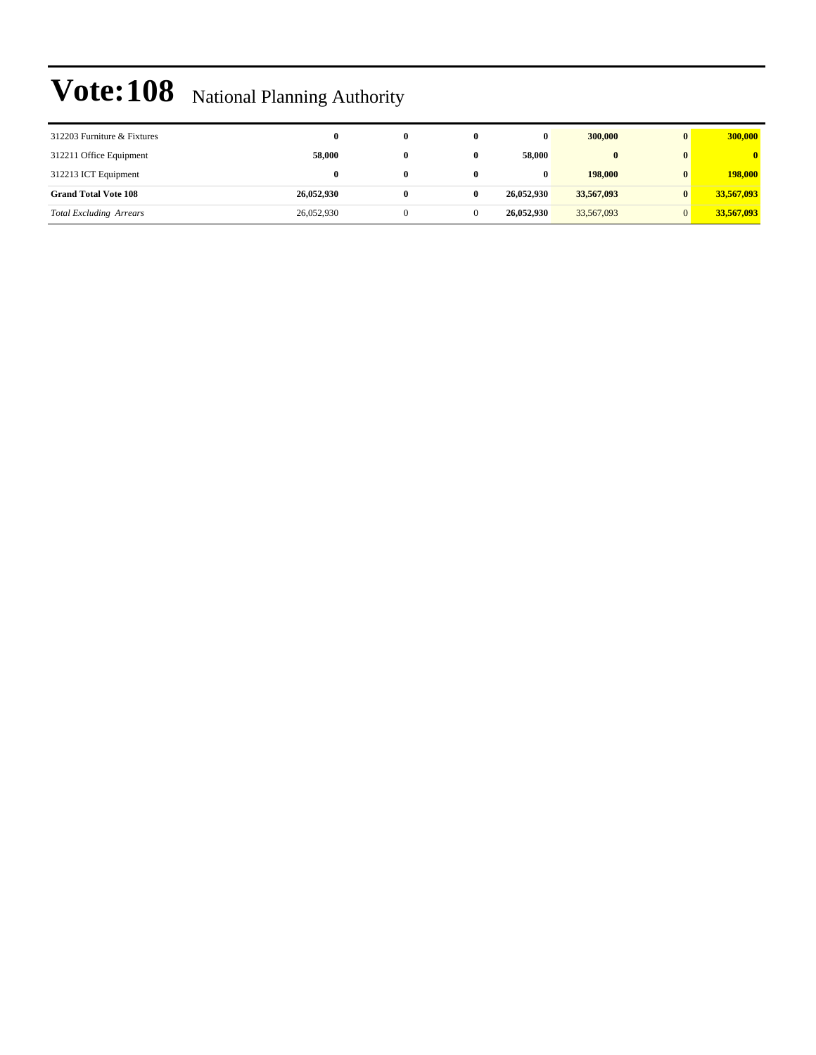# Vote:108 National Planning Authority

| | | | | | | | |
|---|---|---|---|---|---|---|---|
| 312203 Furniture & Fixtures | **0** | **0** | **0** | **0** | **300,000** | **0** | **300,000** |
| 312211 Office Equipment | **58,000** | **0** | **0** | **58,000** | **0** | **0** | **0** |
| 312213 ICT Equipment | **0** | **0** | **0** | **0** | **198,000** | **0** | **198,000** |
| **Grand Total Vote 108** | **26,052,930** | **0** | **0** | **26,052,930** | **33,567,093** | **0** | **33,567,093** |
| *Total Excluding Arrears* | 26,052,930 | 0 | 0 | **26,052,930** | 33,567,093 | 0 | **33,567,093** |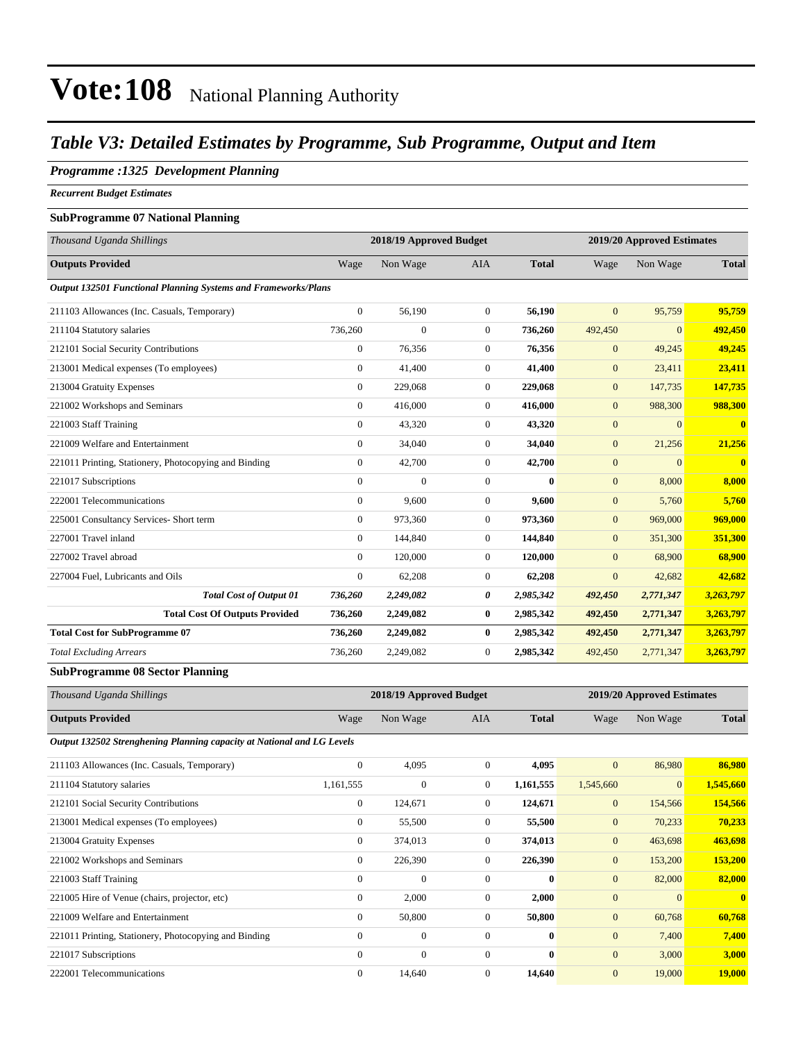# Vote:108 National Planning Authority

## Table V3: Detailed Estimates by Programme, Sub Programme, Output and Item

### Programme :1325 Development Planning

*Recurrent Budget Estimates*

**SubProgramme 07 National Planning**

| *Thousand Uganda Shillings* | 2018/19 Approved Budget | | | | 2019/20 Approved Estimates | | |
|---|---|---|---|---|---|---|---|
| **Outputs Provided** | Wage | Non Wage | AIA | **Total** | Wage | Non Wage | **Total** |
| ***Output 132501 Functional Planning Systems and Frameworks/Plans*** | | | | | | | |
| 211103 Allowances (Inc. Casuals, Temporary) | 0 | 56,190 | 0 | **56,190** | 0 | 95,759 | **95,759** |
| 211104 Statutory salaries | 736,260 | 0 | 0 | **736,260** | 492,450 | 0 | **492,450** |
| 212101 Social Security Contributions | 0 | 76,356 | 0 | **76,356** | 0 | 49,245 | **49,245** |
| 213001 Medical expenses (To employees) | 0 | 41,400 | 0 | **41,400** | 0 | 23,411 | **23,411** |
| 213004 Gratuity Expenses | 0 | 229,068 | 0 | **229,068** | 0 | 147,735 | **147,735** |
| 221002 Workshops and Seminars | 0 | 416,000 | 0 | **416,000** | 0 | 988,300 | **988,300** |
| 221003 Staff Training | 0 | 43,320 | 0 | **43,320** | 0 | 0 | **0** |
| 221009 Welfare and Entertainment | 0 | 34,040 | 0 | **34,040** | 0 | 21,256 | **21,256** |
| 221011 Printing, Stationery, Photocopying and Binding | 0 | 42,700 | 0 | **42,700** | 0 | 0 | **0** |
| 221017 Subscriptions | 0 | 0 | 0 | **0** | 0 | 8,000 | **8,000** |
| 222001 Telecommunications | 0 | 9,600 | 0 | **9,600** | 0 | 5,760 | **5,760** |
| 225001 Consultancy Services- Short term | 0 | 973,360 | 0 | **973,360** | 0 | 969,000 | **969,000** |
| 227001 Travel inland | 0 | 144,840 | 0 | **144,840** | 0 | 351,300 | **351,300** |
| 227002 Travel abroad | 0 | 120,000 | 0 | **120,000** | 0 | 68,900 | **68,900** |
| 227004 Fuel, Lubricants and Oils | 0 | 62,208 | 0 | **62,208** | 0 | 42,682 | **42,682** |
| ***Total Cost of Output 01*** | ***736,260*** | ***2,249,082*** | ***0*** | ***2,985,342*** | ***492,450*** | ***2,771,347*** | ***3,263,797*** |
| **Total Cost Of Outputs Provided** | **736,260** | **2,249,082** | **0** | **2,985,342** | **492,450** | **2,771,347** | **3,263,797** |
| **Total Cost for SubProgramme 07** | **736,260** | **2,249,082** | **0** | **2,985,342** | **492,450** | **2,771,347** | **3,263,797** |
| *Total Excluding Arrears* | 736,260 | 2,249,082 | 0 | **2,985,342** | 492,450 | 2,771,347 | **3,263,797** |

**SubProgramme 08 Sector Planning**

| *Thousand Uganda Shillings* | 2018/19 Approved Budget | | | | 2019/20 Approved Estimates | | |
|---|---|---|---|---|---|---|---|
| **Outputs Provided** | Wage | Non Wage | AIA | **Total** | Wage | Non Wage | **Total** |
| ***Output 132502 Strenghening Planning capacity at National and LG Levels*** | | | | | | | |
| 211103 Allowances (Inc. Casuals, Temporary) | 0 | 4,095 | 0 | **4,095** | 0 | 86,980 | **86,980** |
| 211104 Statutory salaries | 1,161,555 | 0 | 0 | **1,161,555** | 1,545,660 | 0 | **1,545,660** |
| 212101 Social Security Contributions | 0 | 124,671 | 0 | **124,671** | 0 | 154,566 | **154,566** |
| 213001 Medical expenses (To employees) | 0 | 55,500 | 0 | **55,500** | 0 | 70,233 | **70,233** |
| 213004 Gratuity Expenses | 0 | 374,013 | 0 | **374,013** | 0 | 463,698 | **463,698** |
| 221002 Workshops and Seminars | 0 | 226,390 | 0 | **226,390** | 0 | 153,200 | **153,200** |
| 221003 Staff Training | 0 | 0 | 0 | **0** | 0 | 82,000 | **82,000** |
| 221005 Hire of Venue (chairs, projector, etc) | 0 | 2,000 | 0 | **2,000** | 0 | 0 | **0** |
| 221009 Welfare and Entertainment | 0 | 50,800 | 0 | **50,800** | 0 | 60,768 | **60,768** |
| 221011 Printing, Stationery, Photocopying and Binding | 0 | 0 | 0 | **0** | 0 | 7,400 | **7,400** |
| 221017 Subscriptions | 0 | 0 | 0 | **0** | 0 | 3,000 | **3,000** |
| 222001 Telecommunications | 0 | 14,640 | 0 | **14,640** | 0 | 19,000 | **19,000** |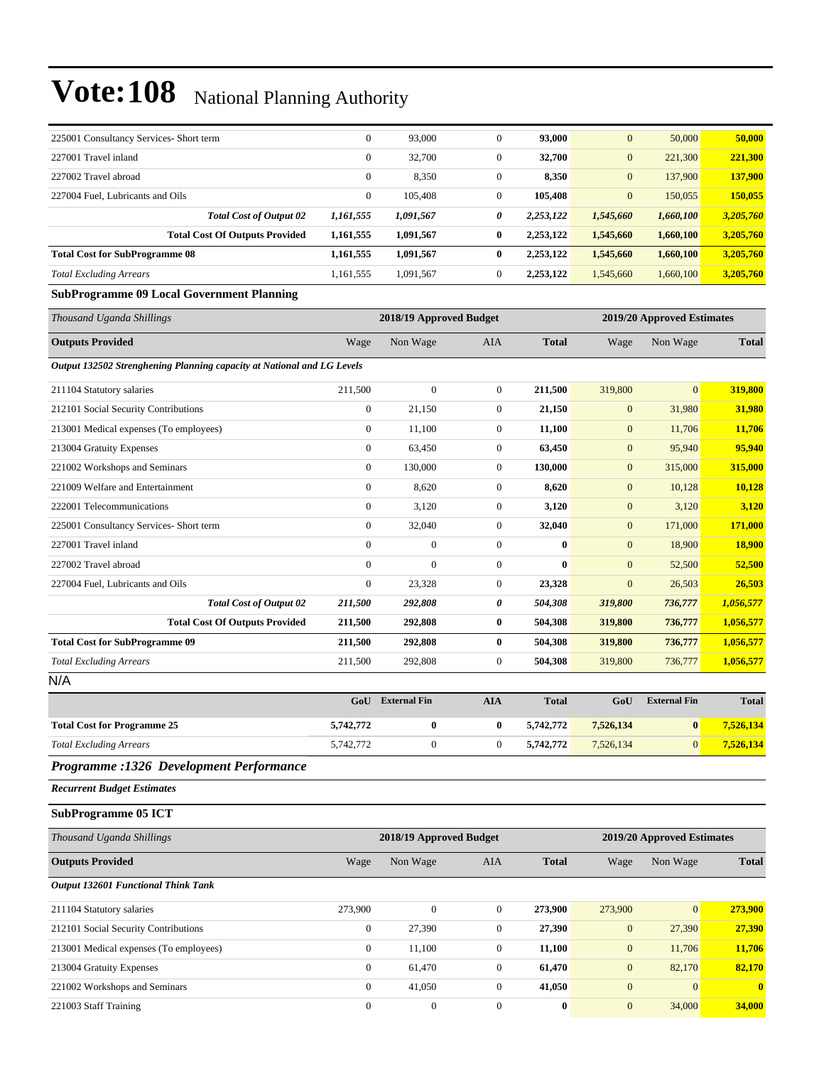# Vote:108 National Planning Authority

| | | | | | | | |
|---|---|---|---|---|---|---|---|
| 225001 Consultancy Services- Short term | 0 | 93,000 | 0 | **93,000** | 0 | 50,000 | **50,000** |
| 227001 Travel inland | 0 | 32,700 | 0 | **32,700** | 0 | 221,300 | **221,300** |
| 227002 Travel abroad | 0 | 8,350 | 0 | **8,350** | 0 | 137,900 | **137,900** |
| 227004 Fuel, Lubricants and Oils | 0 | 105,408 | 0 | **105,408** | 0 | 150,055 | **150,055** |
| ***Total Cost of Output 02*** | ***1,161,555*** | ***1,091,567*** | ***0*** | ***2,253,122*** | ***1,545,660*** | ***1,660,100*** | ***3,205,760*** |
| **Total Cost Of Outputs Provided** | **1,161,555** | **1,091,567** | **0** | **2,253,122** | **1,545,660** | **1,660,100** | **3,205,760** |
| **Total Cost for SubProgramme 08** | **1,161,555** | **1,091,567** | **0** | **2,253,122** | **1,545,660** | **1,660,100** | **3,205,760** |
| *Total Excluding Arrears* | 1,161,555 | 1,091,567 | 0 | **2,253,122** | 1,545,660 | 1,660,100 | **3,205,760** |

### SubProgramme 09 Local Government Planning

| *Thousand Uganda Shillings* | 2018/19 Approved Budget | | | | 2019/20 Approved Estimates | | |
|---|---|---|---|---|---|---|---|
| **Outputs Provided** | Wage | Non Wage | AIA | **Total** | Wage | Non Wage | **Total** |
| ***Output 132502 Strenghening Planning capacity at National and LG Levels*** | | | | | | | |
| 211104 Statutory salaries | 211,500 | 0 | 0 | **211,500** | 319,800 | 0 | **319,800** |
| 212101 Social Security Contributions | 0 | 21,150 | 0 | **21,150** | 0 | 31,980 | **31,980** |
| 213001 Medical expenses (To employees) | 0 | 11,100 | 0 | **11,100** | 0 | 11,706 | **11,706** |
| 213004 Gratuity Expenses | 0 | 63,450 | 0 | **63,450** | 0 | 95,940 | **95,940** |
| 221002 Workshops and Seminars | 0 | 130,000 | 0 | **130,000** | 0 | 315,000 | **315,000** |
| 221009 Welfare and Entertainment | 0 | 8,620 | 0 | **8,620** | 0 | 10,128 | **10,128** |
| 222001 Telecommunications | 0 | 3,120 | 0 | **3,120** | 0 | 3,120 | **3,120** |
| 225001 Consultancy Services- Short term | 0 | 32,040 | 0 | **32,040** | 0 | 171,000 | **171,000** |
| 227001 Travel inland | 0 | 0 | 0 | **0** | 0 | 18,900 | **18,900** |
| 227002 Travel abroad | 0 | 0 | 0 | **0** | 0 | 52,500 | **52,500** |
| 227004 Fuel, Lubricants and Oils | 0 | 23,328 | 0 | **23,328** | 0 | 26,503 | **26,503** |
| ***Total Cost of Output 02*** | ***211,500*** | ***292,808*** | ***0*** | ***504,308*** | ***319,800*** | ***736,777*** | ***1,056,577*** |
| **Total Cost Of Outputs Provided** | **211,500** | **292,808** | **0** | **504,308** | **319,800** | **736,777** | **1,056,577** |
| **Total Cost for SubProgramme 09** | **211,500** | **292,808** | **0** | **504,308** | **319,800** | **736,777** | **1,056,577** |
| *Total Excluding Arrears* | 211,500 | 292,808 | 0 | **504,308** | 319,800 | 736,777 | **1,056,577** |

N/A

| | GoU | External Fin | AIA | Total | GoU | External Fin | Total |
|---|---|---|---|---|---|---|---|
| **Total Cost for Programme 25** | **5,742,772** | **0** | **0** | **5,742,772** | **7,526,134** | **0** | **7,526,134** |
| *Total Excluding Arrears* | 5,742,772 | 0 | 0 | **5,742,772** | 7,526,134 | 0 | **7,526,134** |

## *Programme :1326 Development Performance*

***Recurrent Budget Estimates***

### SubProgramme 05 ICT

| *Thousand Uganda Shillings* | 2018/19 Approved Budget | | | | 2019/20 Approved Estimates | | |
|---|---|---|---|---|---|---|---|
| **Outputs Provided** | Wage | Non Wage | AIA | **Total** | Wage | Non Wage | **Total** |
| ***Output 132601 Functional Think Tank*** | | | | | | | |
| 211104 Statutory salaries | 273,900 | 0 | 0 | **273,900** | 273,900 | 0 | **273,900** |
| 212101 Social Security Contributions | 0 | 27,390 | 0 | **27,390** | 0 | 27,390 | **27,390** |
| 213001 Medical expenses (To employees) | 0 | 11,100 | 0 | **11,100** | 0 | 11,706 | **11,706** |
| 213004 Gratuity Expenses | 0 | 61,470 | 0 | **61,470** | 0 | 82,170 | **82,170** |
| 221002 Workshops and Seminars | 0 | 41,050 | 0 | **41,050** | 0 | 0 | **0** |
| 221003 Staff Training | 0 | 0 | 0 | **0** | 0 | 34,000 | **34,000** |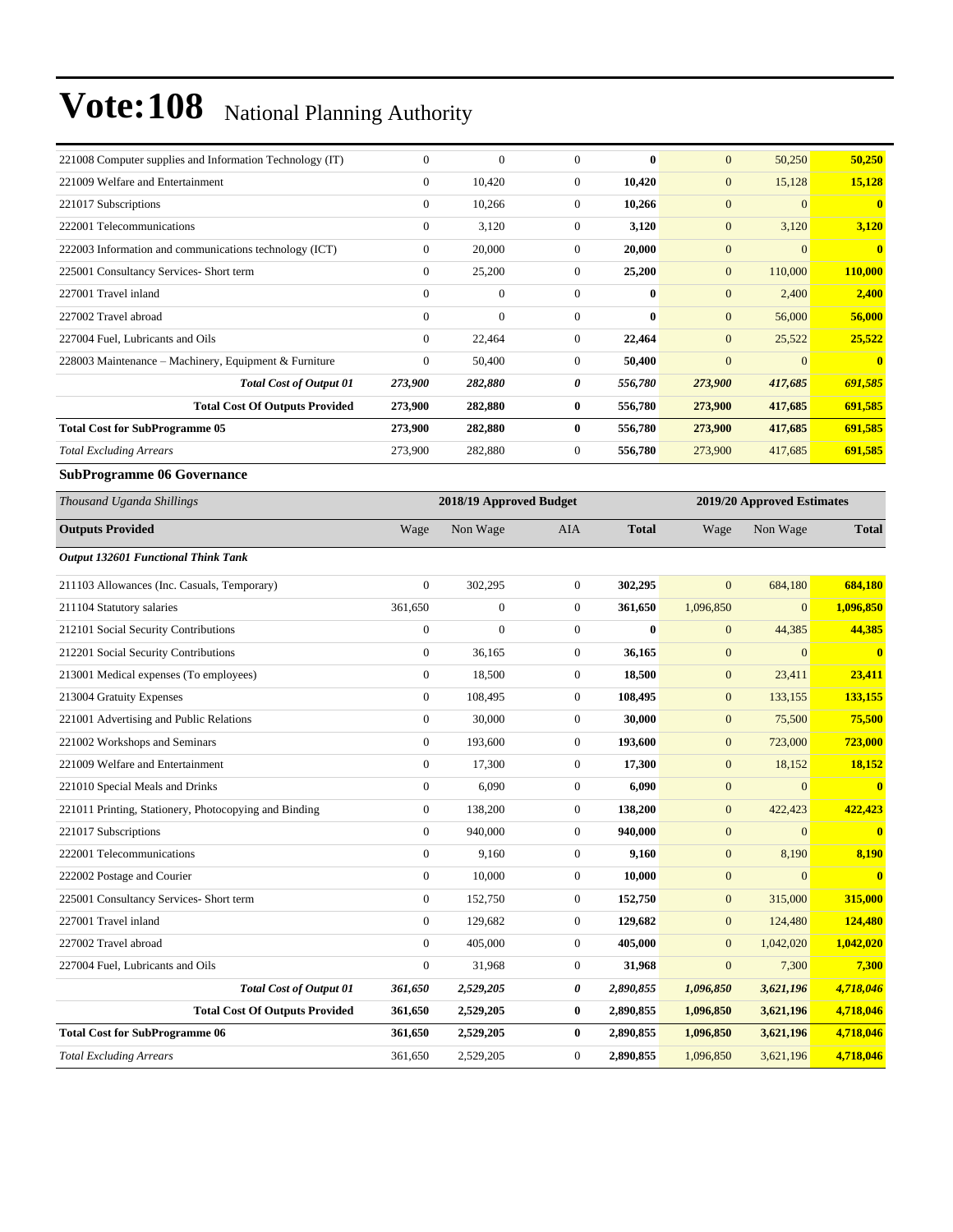# Vote:108 National Planning Authority

| | | | | | | | |
|---|---|---|---|---|---|---|---|
| 221008 Computer supplies and Information Technology (IT) | 0 | 0 | 0 | **0** | 0 | 50,250 | **50,250** |
| 221009 Welfare and Entertainment | 0 | 10,420 | 0 | **10,420** | 0 | 15,128 | **15,128** |
| 221017 Subscriptions | 0 | 10,266 | 0 | **10,266** | 0 | 0 | **0** |
| 222001 Telecommunications | 0 | 3,120 | 0 | **3,120** | 0 | 3,120 | **3,120** |
| 222003 Information and communications technology (ICT) | 0 | 20,000 | 0 | **20,000** | 0 | 0 | **0** |
| 225001 Consultancy Services- Short term | 0 | 25,200 | 0 | **25,200** | 0 | 110,000 | **110,000** |
| 227001 Travel inland | 0 | 0 | 0 | **0** | 0 | 2,400 | **2,400** |
| 227002 Travel abroad | 0 | 0 | 0 | **0** | 0 | 56,000 | **56,000** |
| 227004 Fuel, Lubricants and Oils | 0 | 22,464 | 0 | **22,464** | 0 | 25,522 | **25,522** |
| 228003 Maintenance – Machinery, Equipment & Furniture | 0 | 50,400 | 0 | **50,400** | 0 | 0 | **0** |
| ***Total Cost of Output 01*** | ***273,900*** | ***282,880*** | ***0*** | ***556,780*** | ***273,900*** | ***417,685*** | ***691,585*** |
| **Total Cost Of Outputs Provided** | **273,900** | **282,880** | **0** | **556,780** | **273,900** | **417,685** | **691,585** |
| **Total Cost for SubProgramme 05** | **273,900** | **282,880** | **0** | **556,780** | **273,900** | **417,685** | **691,585** |
| *Total Excluding Arrears* | 273,900 | 282,880 | 0 | **556,780** | 273,900 | 417,685 | **691,585** |

**SubProgramme 06 Governance**

| *Thousand Uganda Shillings* | 2018/19 Approved Budget | | | | 2019/20 Approved Estimates | | |
|---|---|---|---|---|---|---|---|
| **Outputs Provided** | Wage | Non Wage | AIA | **Total** | Wage | Non Wage | **Total** |
| ***Output 132601 Functional Think Tank*** | | | | | | | |
| 211103 Allowances (Inc. Casuals, Temporary) | 0 | 302,295 | 0 | **302,295** | 0 | 684,180 | **684,180** |
| 211104 Statutory salaries | 361,650 | 0 | 0 | **361,650** | 1,096,850 | 0 | **1,096,850** |
| 212101 Social Security Contributions | 0 | 0 | 0 | **0** | 0 | 44,385 | **44,385** |
| 212201 Social Security Contributions | 0 | 36,165 | 0 | **36,165** | 0 | 0 | **0** |
| 213001 Medical expenses (To employees) | 0 | 18,500 | 0 | **18,500** | 0 | 23,411 | **23,411** |
| 213004 Gratuity Expenses | 0 | 108,495 | 0 | **108,495** | 0 | 133,155 | **133,155** |
| 221001 Advertising and Public Relations | 0 | 30,000 | 0 | **30,000** | 0 | 75,500 | **75,500** |
| 221002 Workshops and Seminars | 0 | 193,600 | 0 | **193,600** | 0 | 723,000 | **723,000** |
| 221009 Welfare and Entertainment | 0 | 17,300 | 0 | **17,300** | 0 | 18,152 | **18,152** |
| 221010 Special Meals and Drinks | 0 | 6,090 | 0 | **6,090** | 0 | 0 | **0** |
| 221011 Printing, Stationery, Photocopying and Binding | 0 | 138,200 | 0 | **138,200** | 0 | 422,423 | **422,423** |
| 221017 Subscriptions | 0 | 940,000 | 0 | **940,000** | 0 | 0 | **0** |
| 222001 Telecommunications | 0 | 9,160 | 0 | **9,160** | 0 | 8,190 | **8,190** |
| 222002 Postage and Courier | 0 | 10,000 | 0 | **10,000** | 0 | 0 | **0** |
| 225001 Consultancy Services- Short term | 0 | 152,750 | 0 | **152,750** | 0 | 315,000 | **315,000** |
| 227001 Travel inland | 0 | 129,682 | 0 | **129,682** | 0 | 124,480 | **124,480** |
| 227002 Travel abroad | 0 | 405,000 | 0 | **405,000** | 0 | 1,042,020 | **1,042,020** |
| 227004 Fuel, Lubricants and Oils | 0 | 31,968 | 0 | **31,968** | 0 | 7,300 | **7,300** |
| ***Total Cost of Output 01*** | ***361,650*** | ***2,529,205*** | ***0*** | ***2,890,855*** | ***1,096,850*** | ***3,621,196*** | ***4,718,046*** |
| **Total Cost Of Outputs Provided** | **361,650** | **2,529,205** | **0** | **2,890,855** | **1,096,850** | **3,621,196** | **4,718,046** |
| **Total Cost for SubProgramme 06** | **361,650** | **2,529,205** | **0** | **2,890,855** | **1,096,850** | **3,621,196** | **4,718,046** |
| *Total Excluding Arrears* | 361,650 | 2,529,205 | 0 | **2,890,855** | 1,096,850 | 3,621,196 | **4,718,046** |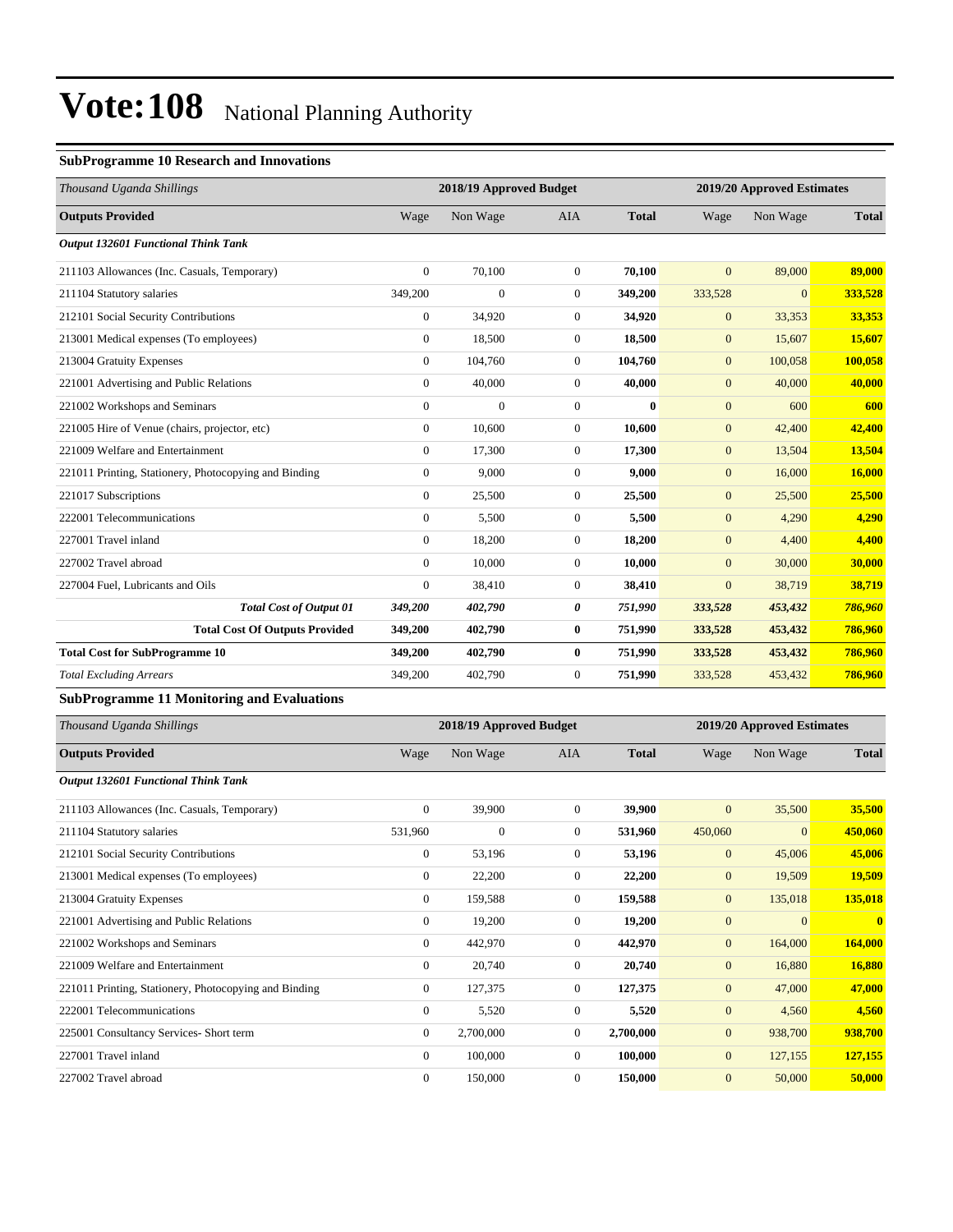# Vote:108 National Planning Authority

### SubProgramme 10 Research and Innovations

| *Thousand Uganda Shillings* | 2018/19 Approved Budget | | | | 2019/20 Approved Estimates | | |
|---|---|---|---|---|---|---|---|
| **Outputs Provided** | Wage | Non Wage | AIA | **Total** | Wage | Non Wage | **Total** |
| ***Output 132601 Functional Think Tank*** | | | | | | | |
| 211103 Allowances (Inc. Casuals, Temporary) | 0 | 70,100 | 0 | **70,100** | 0 | 89,000 | **89,000** |
| 211104 Statutory salaries | 349,200 | 0 | 0 | **349,200** | 333,528 | 0 | **333,528** |
| 212101 Social Security Contributions | 0 | 34,920 | 0 | **34,920** | 0 | 33,353 | **33,353** |
| 213001 Medical expenses (To employees) | 0 | 18,500 | 0 | **18,500** | 0 | 15,607 | **15,607** |
| 213004 Gratuity Expenses | 0 | 104,760 | 0 | **104,760** | 0 | 100,058 | **100,058** |
| 221001 Advertising and Public Relations | 0 | 40,000 | 0 | **40,000** | 0 | 40,000 | **40,000** |
| 221002 Workshops and Seminars | 0 | 0 | 0 | **0** | 0 | 600 | **600** |
| 221005 Hire of Venue (chairs, projector, etc) | 0 | 10,600 | 0 | **10,600** | 0 | 42,400 | **42,400** |
| 221009 Welfare and Entertainment | 0 | 17,300 | 0 | **17,300** | 0 | 13,504 | **13,504** |
| 221011 Printing, Stationery, Photocopying and Binding | 0 | 9,000 | 0 | **9,000** | 0 | 16,000 | **16,000** |
| 221017 Subscriptions | 0 | 25,500 | 0 | **25,500** | 0 | 25,500 | **25,500** |
| 222001 Telecommunications | 0 | 5,500 | 0 | **5,500** | 0 | 4,290 | **4,290** |
| 227001 Travel inland | 0 | 18,200 | 0 | **18,200** | 0 | 4,400 | **4,400** |
| 227002 Travel abroad | 0 | 10,000 | 0 | **10,000** | 0 | 30,000 | **30,000** |
| 227004 Fuel, Lubricants and Oils | 0 | 38,410 | 0 | **38,410** | 0 | 38,719 | **38,719** |
| ***Total Cost of Output 01*** | ***349,200*** | ***402,790*** | ***0*** | ***751,990*** | ***333,528*** | ***453,432*** | ***786,960*** |
| **Total Cost Of Outputs Provided** | **349,200** | **402,790** | **0** | **751,990** | **333,528** | **453,432** | **786,960** |
| **Total Cost for SubProgramme 10** | **349,200** | **402,790** | **0** | **751,990** | **333,528** | **453,432** | **786,960** |
| *Total Excluding Arrears* | 349,200 | 402,790 | 0 | **751,990** | 333,528 | 453,432 | **786,960** |

### SubProgramme 11 Monitoring and Evaluations

| *Thousand Uganda Shillings* | 2018/19 Approved Budget | | | | 2019/20 Approved Estimates | | |
|---|---|---|---|---|---|---|---|
| **Outputs Provided** | Wage | Non Wage | AIA | **Total** | Wage | Non Wage | **Total** |
| ***Output 132601 Functional Think Tank*** | | | | | | | |
| 211103 Allowances (Inc. Casuals, Temporary) | 0 | 39,900 | 0 | **39,900** | 0 | 35,500 | **35,500** |
| 211104 Statutory salaries | 531,960 | 0 | 0 | **531,960** | 450,060 | 0 | **450,060** |
| 212101 Social Security Contributions | 0 | 53,196 | 0 | **53,196** | 0 | 45,006 | **45,006** |
| 213001 Medical expenses (To employees) | 0 | 22,200 | 0 | **22,200** | 0 | 19,509 | **19,509** |
| 213004 Gratuity Expenses | 0 | 159,588 | 0 | **159,588** | 0 | 135,018 | **135,018** |
| 221001 Advertising and Public Relations | 0 | 19,200 | 0 | **19,200** | 0 | 0 | **0** |
| 221002 Workshops and Seminars | 0 | 442,970 | 0 | **442,970** | 0 | 164,000 | **164,000** |
| 221009 Welfare and Entertainment | 0 | 20,740 | 0 | **20,740** | 0 | 16,880 | **16,880** |
| 221011 Printing, Stationery, Photocopying and Binding | 0 | 127,375 | 0 | **127,375** | 0 | 47,000 | **47,000** |
| 222001 Telecommunications | 0 | 5,520 | 0 | **5,520** | 0 | 4,560 | **4,560** |
| 225001 Consultancy Services- Short term | 0 | 2,700,000 | 0 | **2,700,000** | 0 | 938,700 | **938,700** |
| 227001 Travel inland | 0 | 100,000 | 0 | **100,000** | 0 | 127,155 | **127,155** |
| 227002 Travel abroad | 0 | 150,000 | 0 | **150,000** | 0 | 50,000 | **50,000** |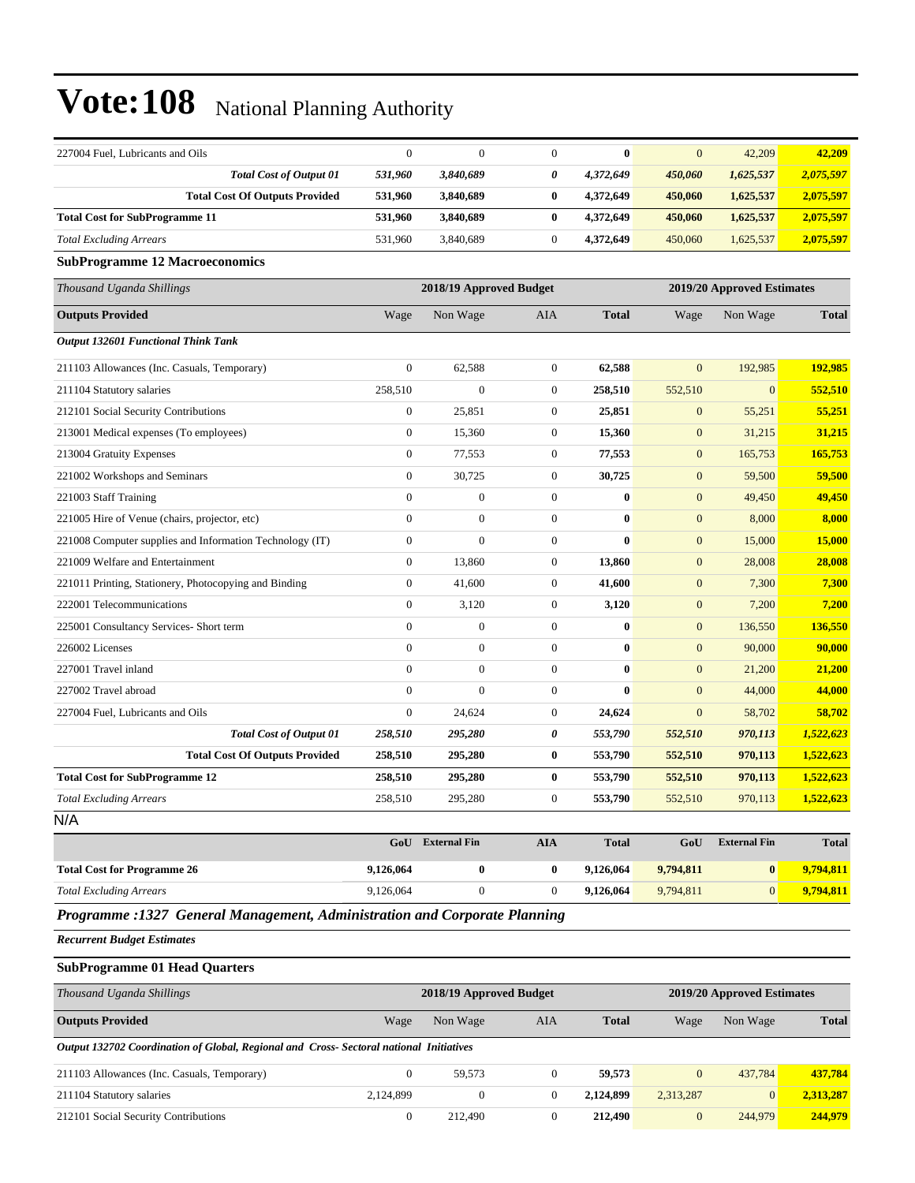| 227004 Fuel, Lubricants and Oils | 0 | 0 | 0 | **0** | 0 | 42,209 | **42,209** |
|---|---|---|---|---|---|---|---|
| ***Total Cost of Output 01*** | ***531,960*** | ***3,840,689*** | ***0*** | ***4,372,649*** | ***450,060*** | ***1,625,537*** | ***2,075,597*** |
| **Total Cost Of Outputs Provided** | **531,960** | **3,840,689** | **0** | **4,372,649** | **450,060** | **1,625,537** | **2,075,597** |
| **Total Cost for SubProgramme 11** | **531,960** | **3,840,689** | **0** | **4,372,649** | **450,060** | **1,625,537** | **2,075,597** |
| *Total Excluding Arrears* | 531,960 | 3,840,689 | 0 | **4,372,649** | 450,060 | 1,625,537 | **2,075,597** |

**SubProgramme 12 Macroeconomics**

| *Thousand Uganda Shillings* | 2018/19 Approved Budget | | | | 2019/20 Approved Estimates | | |
|---|---|---|---|---|---|---|---|
| **Outputs Provided** | Wage | Non Wage | AIA | **Total** | Wage | Non Wage | **Total** |
| ***Output 132601 Functional Think Tank*** | | | | | | | |
| 211103 Allowances (Inc. Casuals, Temporary) | 0 | 62,588 | 0 | **62,588** | 0 | 192,985 | **192,985** |
| 211104 Statutory salaries | 258,510 | 0 | 0 | **258,510** | 552,510 | 0 | **552,510** |
| 212101 Social Security Contributions | 0 | 25,851 | 0 | **25,851** | 0 | 55,251 | **55,251** |
| 213001 Medical expenses (To employees) | 0 | 15,360 | 0 | **15,360** | 0 | 31,215 | **31,215** |
| 213004 Gratuity Expenses | 0 | 77,553 | 0 | **77,553** | 0 | 165,753 | **165,753** |
| 221002 Workshops and Seminars | 0 | 30,725 | 0 | **30,725** | 0 | 59,500 | **59,500** |
| 221003 Staff Training | 0 | 0 | 0 | **0** | 0 | 49,450 | **49,450** |
| 221005 Hire of Venue (chairs, projector, etc) | 0 | 0 | 0 | **0** | 0 | 8,000 | **8,000** |
| 221008 Computer supplies and Information Technology (IT) | 0 | 0 | 0 | **0** | 0 | 15,000 | **15,000** |
| 221009 Welfare and Entertainment | 0 | 13,860 | 0 | **13,860** | 0 | 28,008 | **28,008** |
| 221011 Printing, Stationery, Photocopying and Binding | 0 | 41,600 | 0 | **41,600** | 0 | 7,300 | **7,300** |
| 222001 Telecommunications | 0 | 3,120 | 0 | **3,120** | 0 | 7,200 | **7,200** |
| 225001 Consultancy Services- Short term | 0 | 0 | 0 | **0** | 0 | 136,550 | **136,550** |
| 226002 Licenses | 0 | 0 | 0 | **0** | 0 | 90,000 | **90,000** |
| 227001 Travel inland | 0 | 0 | 0 | **0** | 0 | 21,200 | **21,200** |
| 227002 Travel abroad | 0 | 0 | 0 | **0** | 0 | 44,000 | **44,000** |
| 227004 Fuel, Lubricants and Oils | 0 | 24,624 | 0 | **24,624** | 0 | 58,702 | **58,702** |
| ***Total Cost of Output 01*** | ***258,510*** | ***295,280*** | ***0*** | ***553,790*** | ***552,510*** | ***970,113*** | ***1,522,623*** |
| **Total Cost Of Outputs Provided** | **258,510** | **295,280** | **0** | **553,790** | **552,510** | **970,113** | **1,522,623** |
| **Total Cost for SubProgramme 12** | **258,510** | **295,280** | **0** | **553,790** | **552,510** | **970,113** | **1,522,623** |
| *Total Excluding Arrears* | 258,510 | 295,280 | 0 | **553,790** | 552,510 | 970,113 | **1,522,623** |

N/A

| | **GoU** | **External Fin** | **AIA** | **Total** | **GoU** | **External Fin** | **Total** |
|---|---|---|---|---|---|---|---|
| **Total Cost for Programme 26** | **9,126,064** | **0** | **0** | **9,126,064** | **9,794,811** | **0** | **9,794,811** |
| *Total Excluding Arrears* | 9,126,064 | 0 | 0 | **9,126,064** | 9,794,811 | 0 | **9,794,811** |

## *Programme :1327 General Management, Administration and Corporate Planning*

***Recurrent Budget Estimates***

**SubProgramme 01 Head Quarters**

| *Thousand Uganda Shillings* | 2018/19 Approved Budget | | | | 2019/20 Approved Estimates | | |
|---|---|---|---|---|---|---|---|
| **Outputs Provided** | Wage | Non Wage | AIA | **Total** | Wage | Non Wage | **Total** |
| ***Output 132702 Coordination of Global, Regional and Cross- Sectoral national Initiatives*** | | | | | | | |
| 211103 Allowances (Inc. Casuals, Temporary) | 0 | 59,573 | 0 | **59,573** | 0 | 437,784 | **437,784** |
| 211104 Statutory salaries | 2,124,899 | 0 | 0 | **2,124,899** | 2,313,287 | 0 | **2,313,287** |
| 212101 Social Security Contributions | 0 | 212,490 | 0 | **212,490** | 0 | 244,979 | **244,979** |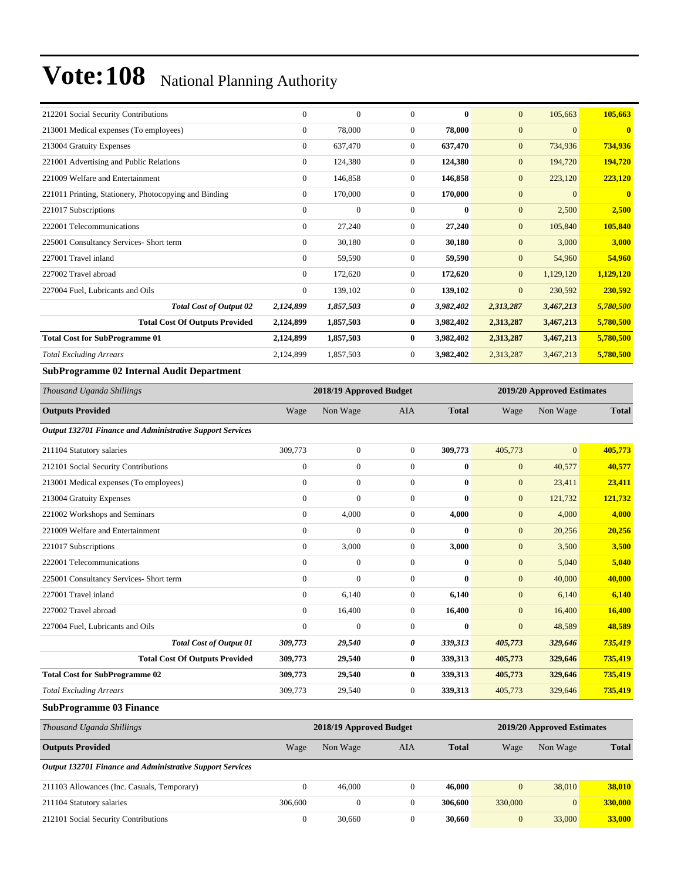# Vote:108 National Planning Authority

| | | | | | | | |
|---|---|---|---|---|---|---|---|
| 212201 Social Security Contributions | 0 | 0 | 0 | **0** | 0 | 105,663 | **105,663** |
| 213001 Medical expenses (To employees) | 0 | 78,000 | 0 | **78,000** | 0 | 0 | **0** |
| 213004 Gratuity Expenses | 0 | 637,470 | 0 | **637,470** | 0 | 734,936 | **734,936** |
| 221001 Advertising and Public Relations | 0 | 124,380 | 0 | **124,380** | 0 | 194,720 | **194,720** |
| 221009 Welfare and Entertainment | 0 | 146,858 | 0 | **146,858** | 0 | 223,120 | **223,120** |
| 221011 Printing, Stationery, Photocopying and Binding | 0 | 170,000 | 0 | **170,000** | 0 | 0 | **0** |
| 221017 Subscriptions | 0 | 0 | 0 | **0** | 0 | 2,500 | **2,500** |
| 222001 Telecommunications | 0 | 27,240 | 0 | **27,240** | 0 | 105,840 | **105,840** |
| 225001 Consultancy Services- Short term | 0 | 30,180 | 0 | **30,180** | 0 | 3,000 | **3,000** |
| 227001 Travel inland | 0 | 59,590 | 0 | **59,590** | 0 | 54,960 | **54,960** |
| 227002 Travel abroad | 0 | 172,620 | 0 | **172,620** | 0 | 1,129,120 | **1,129,120** |
| 227004 Fuel, Lubricants and Oils | 0 | 139,102 | 0 | **139,102** | 0 | 230,592 | **230,592** |
| ***Total Cost of Output 02*** | ***2,124,899*** | ***1,857,503*** | ***0*** | ***3,982,402*** | ***2,313,287*** | ***3,467,213*** | ***5,780,500*** |
| **Total Cost Of Outputs Provided** | **2,124,899** | **1,857,503** | **0** | **3,982,402** | **2,313,287** | **3,467,213** | **5,780,500** |
| **Total Cost for SubProgramme 01** | **2,124,899** | **1,857,503** | **0** | **3,982,402** | **2,313,287** | **3,467,213** | **5,780,500** |
| *Total Excluding Arrears* | 2,124,899 | 1,857,503 | 0 | **3,982,402** | 2,313,287 | 3,467,213 | **5,780,500** |

**SubProgramme 02 Internal Audit Department**

| *Thousand Uganda Shillings* | 2018/19 Approved Budget | | | | 2019/20 Approved Estimates | | |
|---|---|---|---|---|---|---|---|
| **Outputs Provided** | Wage | Non Wage | AIA | **Total** | Wage | Non Wage | **Total** |
| ***Output 132701 Finance and Administrative Support Services*** | | | | | | | |
| 211104 Statutory salaries | 309,773 | 0 | 0 | **309,773** | 405,773 | 0 | **405,773** |
| 212101 Social Security Contributions | 0 | 0 | 0 | **0** | 0 | 40,577 | **40,577** |
| 213001 Medical expenses (To employees) | 0 | 0 | 0 | **0** | 0 | 23,411 | **23,411** |
| 213004 Gratuity Expenses | 0 | 0 | 0 | **0** | 0 | 121,732 | **121,732** |
| 221002 Workshops and Seminars | 0 | 4,000 | 0 | **4,000** | 0 | 4,000 | **4,000** |
| 221009 Welfare and Entertainment | 0 | 0 | 0 | **0** | 0 | 20,256 | **20,256** |
| 221017 Subscriptions | 0 | 3,000 | 0 | **3,000** | 0 | 3,500 | **3,500** |
| 222001 Telecommunications | 0 | 0 | 0 | **0** | 0 | 5,040 | **5,040** |
| 225001 Consultancy Services- Short term | 0 | 0 | 0 | **0** | 0 | 40,000 | **40,000** |
| 227001 Travel inland | 0 | 6,140 | 0 | **6,140** | 0 | 6,140 | **6,140** |
| 227002 Travel abroad | 0 | 16,400 | 0 | **16,400** | 0 | 16,400 | **16,400** |
| 227004 Fuel, Lubricants and Oils | 0 | 0 | 0 | **0** | 0 | 48,589 | **48,589** |
| ***Total Cost of Output 01*** | ***309,773*** | ***29,540*** | ***0*** | ***339,313*** | ***405,773*** | ***329,646*** | ***735,419*** |
| **Total Cost Of Outputs Provided** | **309,773** | **29,540** | **0** | **339,313** | **405,773** | **329,646** | **735,419** |
| **Total Cost for SubProgramme 02** | **309,773** | **29,540** | **0** | **339,313** | **405,773** | **329,646** | **735,419** |
| *Total Excluding Arrears* | 309,773 | 29,540 | 0 | **339,313** | 405,773 | 329,646 | **735,419** |

**SubProgramme 03 Finance**

| *Thousand Uganda Shillings* | 2018/19 Approved Budget | | | | 2019/20 Approved Estimates | | |
|---|---|---|---|---|---|---|---|
| **Outputs Provided** | Wage | Non Wage | AIA | **Total** | Wage | Non Wage | **Total** |
| ***Output 132701 Finance and Administrative Support Services*** | | | | | | | |
| 211103 Allowances (Inc. Casuals, Temporary) | 0 | 46,000 | 0 | **46,000** | 0 | 38,010 | **38,010** |
| 211104 Statutory salaries | 306,600 | 0 | 0 | **306,600** | 330,000 | 0 | **330,000** |
| 212101 Social Security Contributions | 0 | 30,660 | 0 | **30,660** | 0 | 33,000 | **33,000** |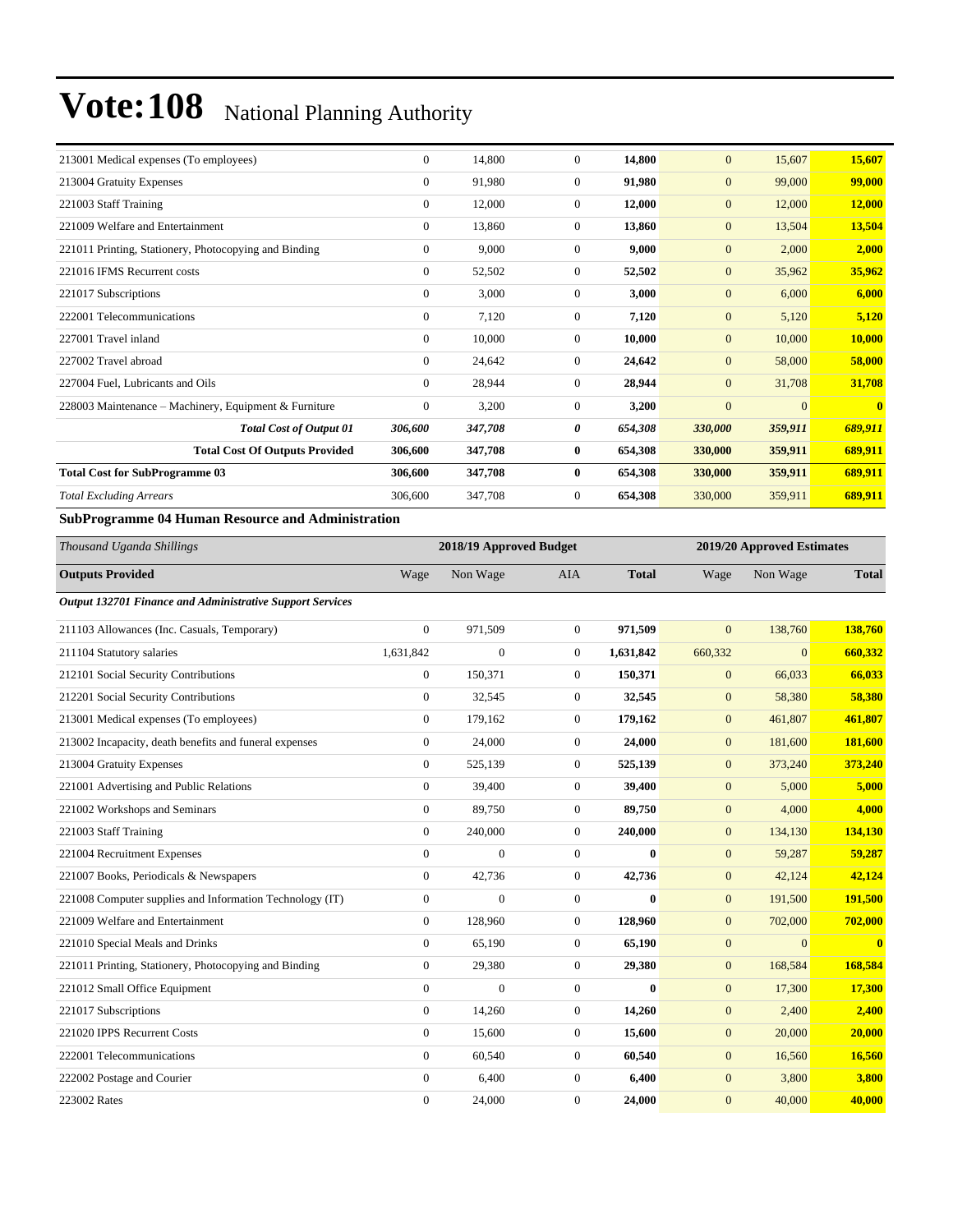| | | | | | | | |
|---|---|---|---|---|---|---|---|
| 213001 Medical expenses (To employees) | 0 | 14,800 | 0 | **14,800** | 0 | 15,607 | **15,607** |
| 213004 Gratuity Expenses | 0 | 91,980 | 0 | **91,980** | 0 | 99,000 | **99,000** |
| 221003 Staff Training | 0 | 12,000 | 0 | **12,000** | 0 | 12,000 | **12,000** |
| 221009 Welfare and Entertainment | 0 | 13,860 | 0 | **13,860** | 0 | 13,504 | **13,504** |
| 221011 Printing, Stationery, Photocopying and Binding | 0 | 9,000 | 0 | **9,000** | 0 | 2,000 | **2,000** |
| 221016 IFMS Recurrent costs | 0 | 52,502 | 0 | **52,502** | 0 | 35,962 | **35,962** |
| 221017 Subscriptions | 0 | 3,000 | 0 | **3,000** | 0 | 6,000 | **6,000** |
| 222001 Telecommunications | 0 | 7,120 | 0 | **7,120** | 0 | 5,120 | **5,120** |
| 227001 Travel inland | 0 | 10,000 | 0 | **10,000** | 0 | 10,000 | **10,000** |
| 227002 Travel abroad | 0 | 24,642 | 0 | **24,642** | 0 | 58,000 | **58,000** |
| 227004 Fuel, Lubricants and Oils | 0 | 28,944 | 0 | **28,944** | 0 | 31,708 | **31,708** |
| 228003 Maintenance – Machinery, Equipment & Furniture | 0 | 3,200 | 0 | **3,200** | 0 | 0 | **0** |
| ***Total Cost of Output 01*** | ***306,600*** | ***347,708*** | ***0*** | ***654,308*** | ***330,000*** | ***359,911*** | ***689,911*** |
| **Total Cost Of Outputs Provided** | **306,600** | **347,708** | **0** | **654,308** | **330,000** | **359,911** | **689,911** |
| **Total Cost for SubProgramme 03** | **306,600** | **347,708** | **0** | **654,308** | **330,000** | **359,911** | **689,911** |
| *Total Excluding Arrears* | 306,600 | 347,708 | 0 | **654,308** | 330,000 | 359,911 | **689,911** |

**SubProgramme 04 Human Resource and Administration**

| *Thousand Uganda Shillings* | 2018/19 Approved Budget | | | | 2019/20 Approved Estimates | | |
|---|---|---|---|---|---|---|---|
| **Outputs Provided** | Wage | Non Wage | AIA | **Total** | Wage | Non Wage | **Total** |
| ***Output 132701 Finance and Administrative Support Services*** | | | | | | | |
| 211103 Allowances (Inc. Casuals, Temporary) | 0 | 971,509 | 0 | **971,509** | 0 | 138,760 | **138,760** |
| 211104 Statutory salaries | 1,631,842 | 0 | 0 | **1,631,842** | 660,332 | 0 | **660,332** |
| 212101 Social Security Contributions | 0 | 150,371 | 0 | **150,371** | 0 | 66,033 | **66,033** |
| 212201 Social Security Contributions | 0 | 32,545 | 0 | **32,545** | 0 | 58,380 | **58,380** |
| 213001 Medical expenses (To employees) | 0 | 179,162 | 0 | **179,162** | 0 | 461,807 | **461,807** |
| 213002 Incapacity, death benefits and funeral expenses | 0 | 24,000 | 0 | **24,000** | 0 | 181,600 | **181,600** |
| 213004 Gratuity Expenses | 0 | 525,139 | 0 | **525,139** | 0 | 373,240 | **373,240** |
| 221001 Advertising and Public Relations | 0 | 39,400 | 0 | **39,400** | 0 | 5,000 | **5,000** |
| 221002 Workshops and Seminars | 0 | 89,750 | 0 | **89,750** | 0 | 4,000 | **4,000** |
| 221003 Staff Training | 0 | 240,000 | 0 | **240,000** | 0 | 134,130 | **134,130** |
| 221004 Recruitment Expenses | 0 | 0 | 0 | **0** | 0 | 59,287 | **59,287** |
| 221007 Books, Periodicals & Newspapers | 0 | 42,736 | 0 | **42,736** | 0 | 42,124 | **42,124** |
| 221008 Computer supplies and Information Technology (IT) | 0 | 0 | 0 | **0** | 0 | 191,500 | **191,500** |
| 221009 Welfare and Entertainment | 0 | 128,960 | 0 | **128,960** | 0 | 702,000 | **702,000** |
| 221010 Special Meals and Drinks | 0 | 65,190 | 0 | **65,190** | 0 | 0 | **0** |
| 221011 Printing, Stationery, Photocopying and Binding | 0 | 29,380 | 0 | **29,380** | 0 | 168,584 | **168,584** |
| 221012 Small Office Equipment | 0 | 0 | 0 | **0** | 0 | 17,300 | **17,300** |
| 221017 Subscriptions | 0 | 14,260 | 0 | **14,260** | 0 | 2,400 | **2,400** |
| 221020 IPPS Recurrent Costs | 0 | 15,600 | 0 | **15,600** | 0 | 20,000 | **20,000** |
| 222001 Telecommunications | 0 | 60,540 | 0 | **60,540** | 0 | 16,560 | **16,560** |
| 222002 Postage and Courier | 0 | 6,400 | 0 | **6,400** | 0 | 3,800 | **3,800** |
| 223002 Rates | 0 | 24,000 | 0 | **24,000** | 0 | 40,000 | **40,000** |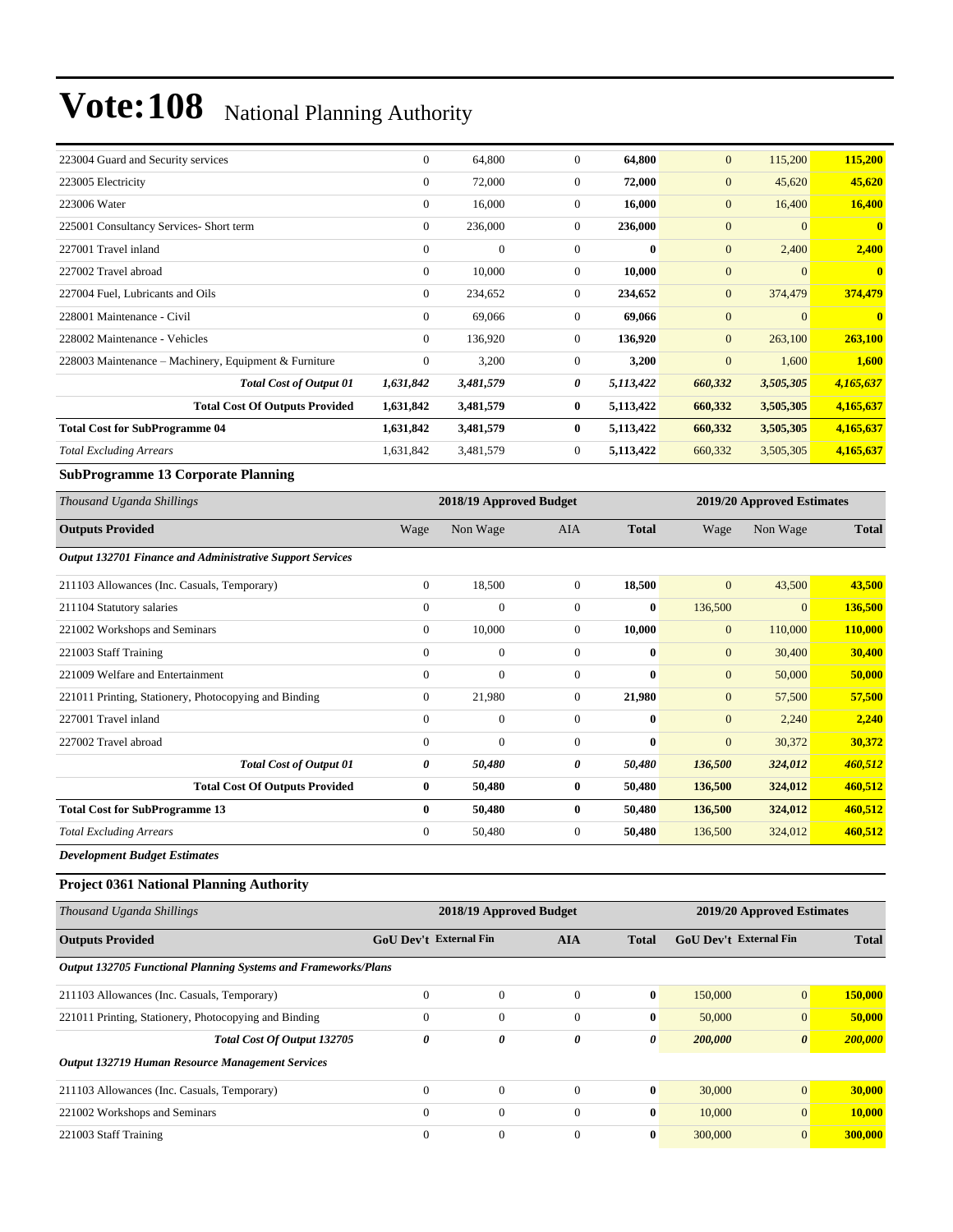# Vote:108 National Planning Authority

| | | | | | | | |
|---|---|---|---|---|---|---|---|
| 223004 Guard and Security services | 0 | 64,800 | 0 | **64,800** | 0 | 115,200 | **115,200** |
| 223005 Electricity | 0 | 72,000 | 0 | **72,000** | 0 | 45,620 | **45,620** |
| 223006 Water | 0 | 16,000 | 0 | **16,000** | 0 | 16,400 | **16,400** |
| 225001 Consultancy Services- Short term | 0 | 236,000 | 0 | **236,000** | 0 | 0 | **0** |
| 227001 Travel inland | 0 | 0 | 0 | **0** | 0 | 2,400 | **2,400** |
| 227002 Travel abroad | 0 | 10,000 | 0 | **10,000** | 0 | 0 | **0** |
| 227004 Fuel, Lubricants and Oils | 0 | 234,652 | 0 | **234,652** | 0 | 374,479 | **374,479** |
| 228001 Maintenance - Civil | 0 | 69,066 | 0 | **69,066** | 0 | 0 | **0** |
| 228002 Maintenance - Vehicles | 0 | 136,920 | 0 | **136,920** | 0 | 263,100 | **263,100** |
| 228003 Maintenance – Machinery, Equipment & Furniture | 0 | 3,200 | 0 | **3,200** | 0 | 1,600 | **1,600** |
| ***Total Cost of Output 01*** | ***1,631,842*** | ***3,481,579*** | ***0*** | ***5,113,422*** | ***660,332*** | ***3,505,305*** | ***4,165,637*** |
| **Total Cost Of Outputs Provided** | **1,631,842** | **3,481,579** | **0** | **5,113,422** | **660,332** | **3,505,305** | **4,165,637** |
| **Total Cost for SubProgramme 04** | **1,631,842** | **3,481,579** | **0** | **5,113,422** | **660,332** | **3,505,305** | **4,165,637** |
| *Total Excluding Arrears* | 1,631,842 | 3,481,579 | 0 | **5,113,422** | 660,332 | 3,505,305 | **4,165,637** |

**SubProgramme 13 Corporate Planning**

| *Thousand Uganda Shillings* | 2018/19 Approved Budget | | | | 2019/20 Approved Estimates | | |
|---|---|---|---|---|---|---|---|
| **Outputs Provided** | Wage | Non Wage | AIA | **Total** | Wage | Non Wage | **Total** |
| ***Output 132701 Finance and Administrative Support Services*** | | | | | | | |
| 211103 Allowances (Inc. Casuals, Temporary) | 0 | 18,500 | 0 | **18,500** | 0 | 43,500 | **43,500** |
| 211104 Statutory salaries | 0 | 0 | 0 | **0** | 136,500 | 0 | **136,500** |
| 221002 Workshops and Seminars | 0 | 10,000 | 0 | **10,000** | 0 | 110,000 | **110,000** |
| 221003 Staff Training | 0 | 0 | 0 | **0** | 0 | 30,400 | **30,400** |
| 221009 Welfare and Entertainment | 0 | 0 | 0 | **0** | 0 | 50,000 | **50,000** |
| 221011 Printing, Stationery, Photocopying and Binding | 0 | 21,980 | 0 | **21,980** | 0 | 57,500 | **57,500** |
| 227001 Travel inland | 0 | 0 | 0 | **0** | 0 | 2,240 | **2,240** |
| 227002 Travel abroad | 0 | 0 | 0 | **0** | 0 | 30,372 | **30,372** |
| ***Total Cost of Output 01*** | ***0*** | ***50,480*** | ***0*** | ***50,480*** | ***136,500*** | ***324,012*** | ***460,512*** |
| **Total Cost Of Outputs Provided** | **0** | **50,480** | **0** | **50,480** | **136,500** | **324,012** | **460,512** |
| **Total Cost for SubProgramme 13** | **0** | **50,480** | **0** | **50,480** | **136,500** | **324,012** | **460,512** |
| *Total Excluding Arrears* | 0 | 50,480 | 0 | **50,480** | 136,500 | 324,012 | **460,512** |

***Development Budget Estimates***

**Project 0361 National Planning Authority**

| *Thousand Uganda Shillings* | 2018/19 Approved Budget | | | | 2019/20 Approved Estimates | | |
|---|---|---|---|---|---|---|---|
| **Outputs Provided** | **GoU Dev't** | **External Fin** | **AIA** | **Total** | **GoU Dev't** | **External Fin** | **Total** |
| ***Output 132705 Functional Planning Systems and Frameworks/Plans*** | | | | | | | |
| 211103 Allowances (Inc. Casuals, Temporary) | 0 | 0 | 0 | **0** | 150,000 | 0 | **150,000** |
| 221011 Printing, Stationery, Photocopying and Binding | 0 | 0 | 0 | **0** | 50,000 | 0 | **50,000** |
| ***Total Cost Of Output 132705*** | ***0*** | ***0*** | ***0*** | ***0*** | ***200,000*** | ***0*** | ***200,000*** |
| ***Output 132719 Human Resource Management Services*** | | | | | | | |
| 211103 Allowances (Inc. Casuals, Temporary) | 0 | 0 | 0 | **0** | 30,000 | 0 | **30,000** |
| 221002 Workshops and Seminars | 0 | 0 | 0 | **0** | 10,000 | 0 | **10,000** |
| 221003 Staff Training | 0 | 0 | 0 | **0** | 300,000 | 0 | **300,000** |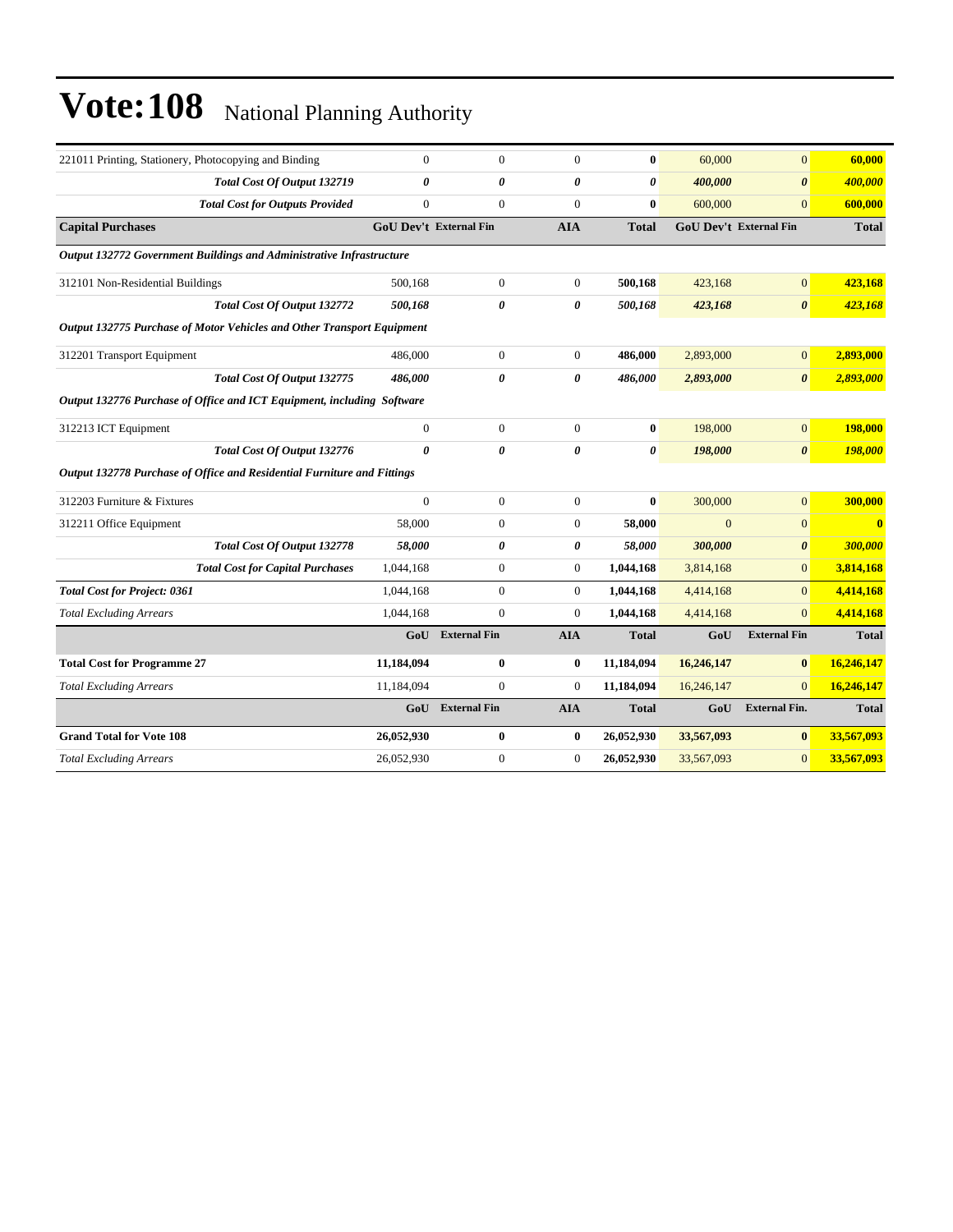# Vote:108 National Planning Authority

| | | | | | | | |
|---|---|---|---|---|---|---|---|
| 221011 Printing, Stationery, Photocopying and Binding | 0 | 0 | 0 | **0** | 60,000 | 0 | **60,000** |
| ***Total Cost Of Output 132719*** | ***0*** | ***0*** | ***0*** | ***0*** | ***400,000*** | ***0*** | ***400,000*** |
| ***Total Cost for Outputs Provided*** | 0 | 0 | 0 | **0** | 600,000 | 0 | **600,000** |
| **Capital Purchases** | **GoU Dev't** | **External Fin** | **AIA** | **Total** | **GoU Dev't** | **External Fin** | **Total** |
| ***Output 132772 Government Buildings and Administrative Infrastructure*** | | | | | | | |
| 312101 Non-Residential Buildings | 500,168 | 0 | 0 | **500,168** | 423,168 | 0 | **423,168** |
| ***Total Cost Of Output 132772*** | ***500,168*** | ***0*** | ***0*** | ***500,168*** | ***423,168*** | ***0*** | ***423,168*** |
| ***Output 132775 Purchase of Motor Vehicles and Other Transport Equipment*** | | | | | | | |
| 312201 Transport Equipment | 486,000 | 0 | 0 | **486,000** | 2,893,000 | 0 | **2,893,000** |
| ***Total Cost Of Output 132775*** | ***486,000*** | ***0*** | ***0*** | ***486,000*** | ***2,893,000*** | ***0*** | ***2,893,000*** |
| ***Output 132776 Purchase of Office and ICT Equipment, including Software*** | | | | | | | |
| 312213 ICT Equipment | 0 | 0 | 0 | **0** | 198,000 | 0 | **198,000** |
| ***Total Cost Of Output 132776*** | ***0*** | ***0*** | ***0*** | ***0*** | ***198,000*** | ***0*** | ***198,000*** |
| ***Output 132778 Purchase of Office and Residential Furniture and Fittings*** | | | | | | | |
| 312203 Furniture & Fixtures | 0 | 0 | 0 | **0** | 300,000 | 0 | **300,000** |
| 312211 Office Equipment | 58,000 | 0 | 0 | **58,000** | 0 | 0 | **0** |
| ***Total Cost Of Output 132778*** | ***58,000*** | ***0*** | ***0*** | ***58,000*** | ***300,000*** | ***0*** | ***300,000*** |
| ***Total Cost for Capital Purchases*** | 1,044,168 | 0 | 0 | **1,044,168** | 3,814,168 | 0 | **3,814,168** |
| ***Total Cost for Project: 0361*** | 1,044,168 | 0 | 0 | **1,044,168** | 4,414,168 | 0 | **4,414,168** |
| *Total Excluding Arrears* | 1,044,168 | 0 | 0 | **1,044,168** | 4,414,168 | 0 | **4,414,168** |
| | **GoU** | **External Fin** | **AIA** | **Total** | **GoU** | **External Fin** | **Total** |
| **Total Cost for Programme 27** | **11,184,094** | **0** | **0** | **11,184,094** | **16,246,147** | **0** | **16,246,147** |
| *Total Excluding Arrears* | 11,184,094 | 0 | 0 | **11,184,094** | 16,246,147 | 0 | **16,246,147** |
| | **GoU** | **External Fin** | **AIA** | **Total** | **GoU** | **External Fin.** | **Total** |
| **Grand Total for Vote 108** | **26,052,930** | **0** | **0** | **26,052,930** | **33,567,093** | **0** | **33,567,093** |
| *Total Excluding Arrears* | 26,052,930 | 0 | 0 | **26,052,930** | 33,567,093 | 0 | **33,567,093** |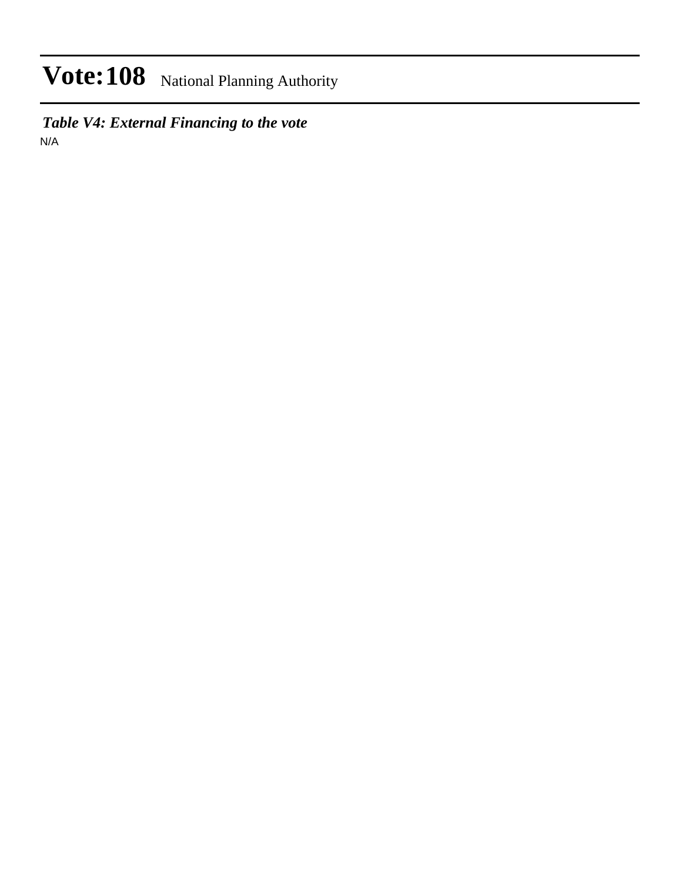# Vote:108 National Planning Authority

***Table V4: External Financing to the vote***

N/A